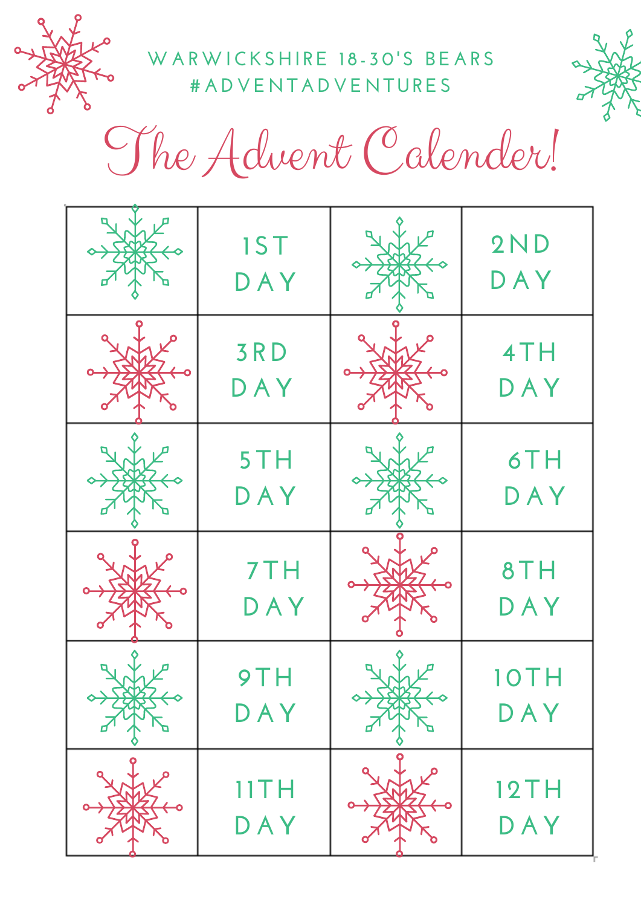WARWICKSHIRE 18-30'S BEARS

#ADVENTADVENTURES

# The Advent Calender!

| | | | |
|---|---|---|---|
| | 1ST DAY | | 2ND DAY |
| | 3RD DAY | | 4TH DAY |
| | 5TH DAY | | 6TH DAY |
| | 7TH DAY | | 8TH DAY |
| | 9TH DAY | | 10TH DAY |
| | 11TH DAY | | 12TH DAY |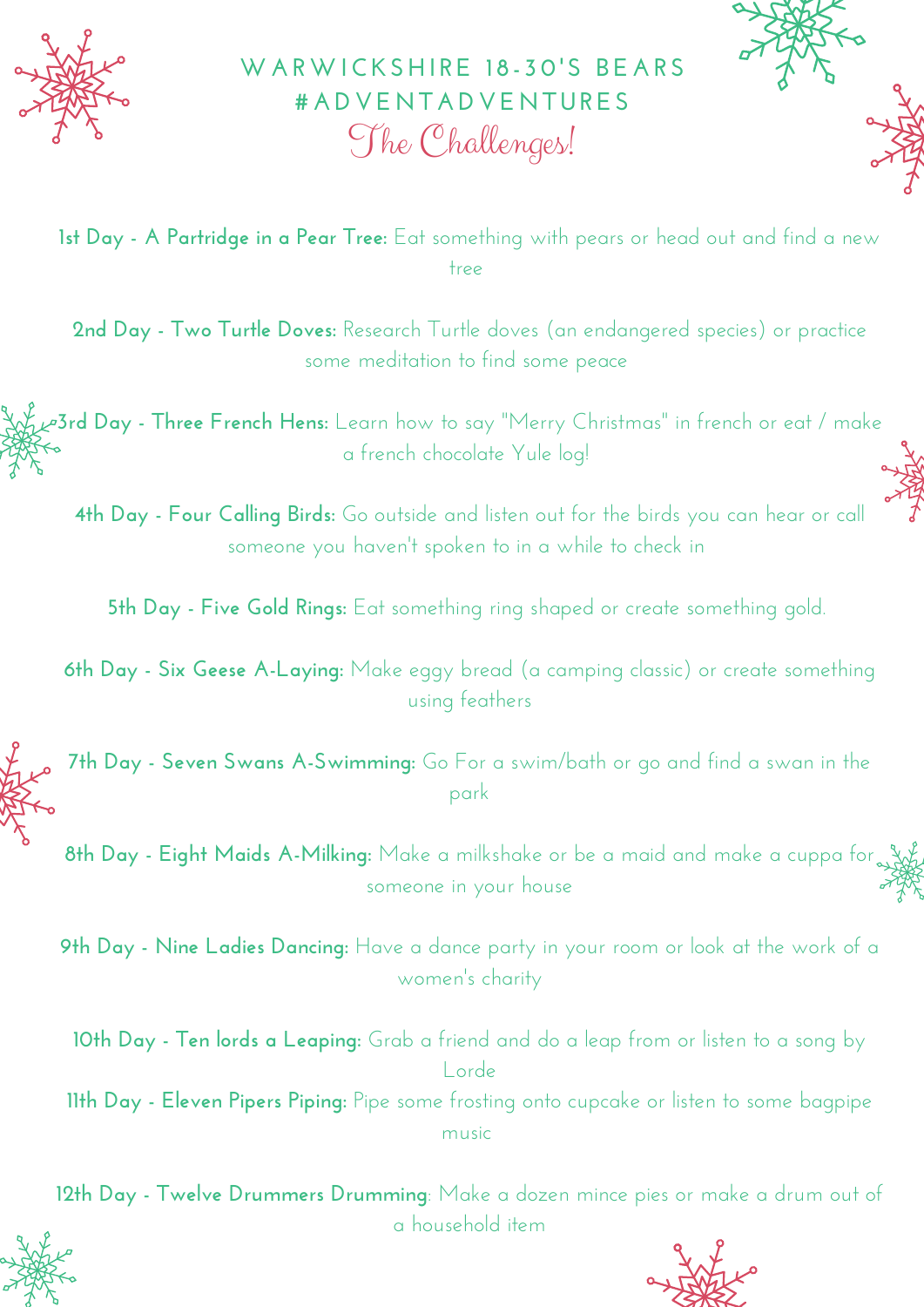# WARWICKSHIRE 18-30'S BEARS #ADVENTADVENTURES

## The Challenges!

**1st Day - A Partridge in a Pear Tree:** Eat something with pears or head out and find a new tree

**2nd Day - Two Turtle Doves:** Research Turtle doves (an endangered species) or practice some meditation to find some peace

**3rd Day - Three French Hens:** Learn how to say "Merry Christmas" in french or eat / make a french chocolate Yule log!

**4th Day - Four Calling Birds:** Go outside and listen out for the birds you can hear or call someone you haven't spoken to in a while to check in

**5th Day - Five Gold Rings:** Eat something ring shaped or create something gold.

**6th Day - Six Geese A-Laying:** Make eggy bread (a camping classic) or create something using feathers

**7th Day - Seven Swans A-Swimming:** Go For a swim/bath or go and find a swan in the park

**8th Day - Eight Maids A-Milking:** Make a milkshake or be a maid and make a cuppa for someone in your house

**9th Day - Nine Ladies Dancing:** Have a dance party in your room or look at the work of a women's charity

**10th Day - Ten lords a Leaping:** Grab a friend and do a leap from or listen to a song by Lorde

**11th Day - Eleven Pipers Piping:** Pipe some frosting onto cupcake or listen to some bagpipe music

**12th Day - Twelve Drummers Drumming**: Make a dozen mince pies or make a drum out of a household item